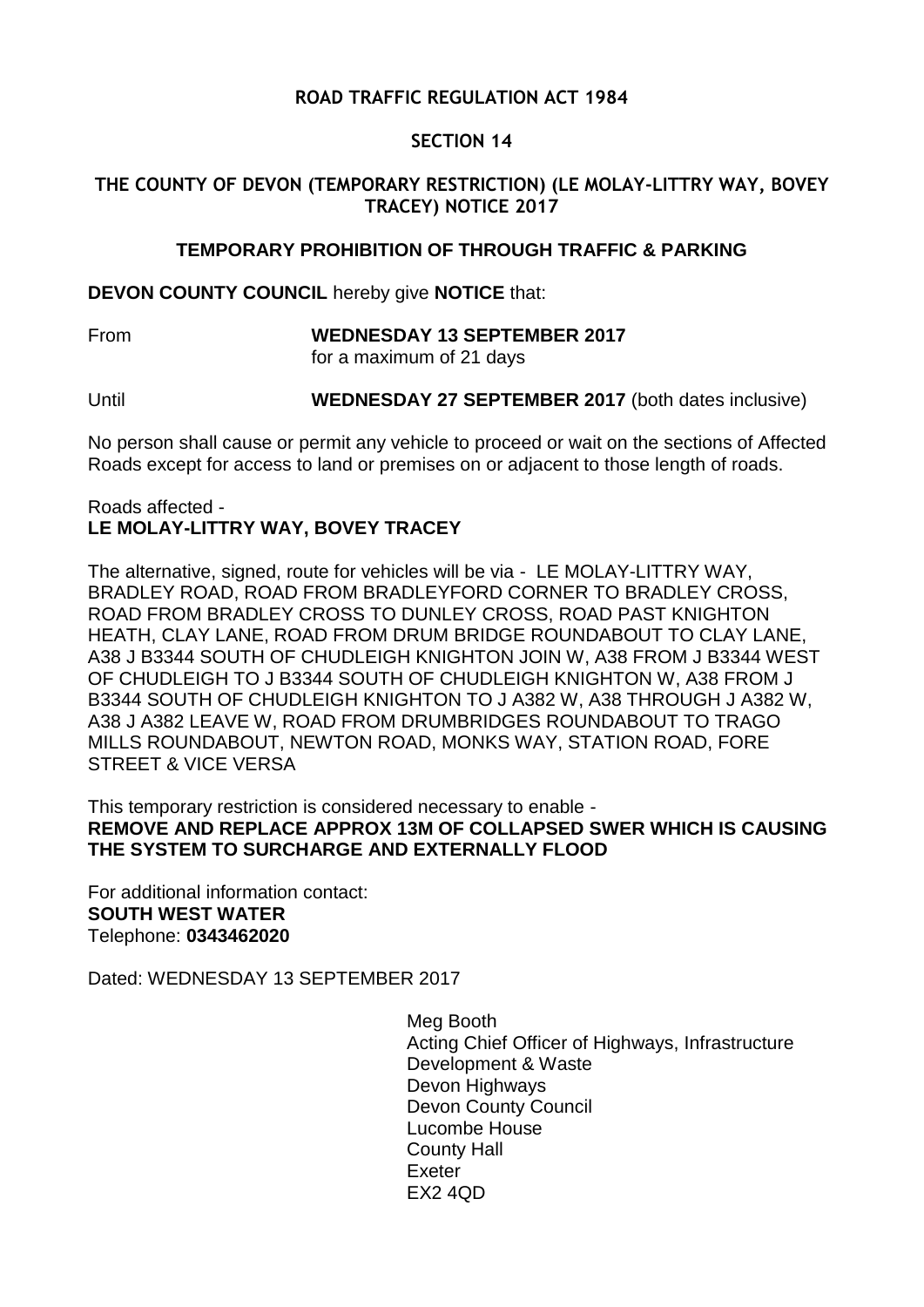**ROAD TRAFFIC REGULATION ACT 1984**

**SECTION 14**

**THE COUNTY OF DEVON (TEMPORARY RESTRICTION) (LE MOLAY-LITTRY WAY, BOVEY TRACEY) NOTICE 2017**

**TEMPORARY PROHIBITION OF THROUGH TRAFFIC & PARKING**

**DEVON COUNTY COUNCIL** hereby give **NOTICE** that:

From **WEDNESDAY 13 SEPTEMBER 2017**
for a maximum of 21 days

Until **WEDNESDAY 27 SEPTEMBER 2017** (both dates inclusive)

No person shall cause or permit any vehicle to proceed or wait on the sections of Affected Roads except for access to land or premises on or adjacent to those length of roads.

Roads affected -
**LE MOLAY-LITTRY WAY, BOVEY TRACEY**

The alternative, signed, route for vehicles will be via - LE MOLAY-LITTRY WAY, BRADLEY ROAD, ROAD FROM BRADLEYFORD CORNER TO BRADLEY CROSS, ROAD FROM BRADLEY CROSS TO DUNLEY CROSS, ROAD PAST KNIGHTON HEATH, CLAY LANE, ROAD FROM DRUM BRIDGE ROUNDABOUT TO CLAY LANE, A38 J B3344 SOUTH OF CHUDLEIGH KNIGHTON JOIN W, A38 FROM J B3344 WEST OF CHUDLEIGH TO J B3344 SOUTH OF CHUDLEIGH KNIGHTON W, A38 FROM J B3344 SOUTH OF CHUDLEIGH KNIGHTON TO J A382 W, A38 THROUGH J A382 W, A38 J A382 LEAVE W, ROAD FROM DRUMBRIDGES ROUNDABOUT TO TRAGO MILLS ROUNDABOUT, NEWTON ROAD, MONKS WAY, STATION ROAD, FORE STREET & VICE VERSA

This temporary restriction is considered necessary to enable -
**REMOVE AND REPLACE APPROX 13M OF COLLAPSED SWER WHICH IS CAUSING THE SYSTEM TO SURCHARGE AND EXTERNALLY FLOOD**

For additional information contact:
**SOUTH WEST WATER**
Telephone: **0343462020**

Dated: WEDNESDAY 13 SEPTEMBER 2017

Meg Booth
Acting Chief Officer of Highways, Infrastructure Development & Waste
Devon Highways
Devon County Council
Lucombe House
County Hall
Exeter
EX2 4QD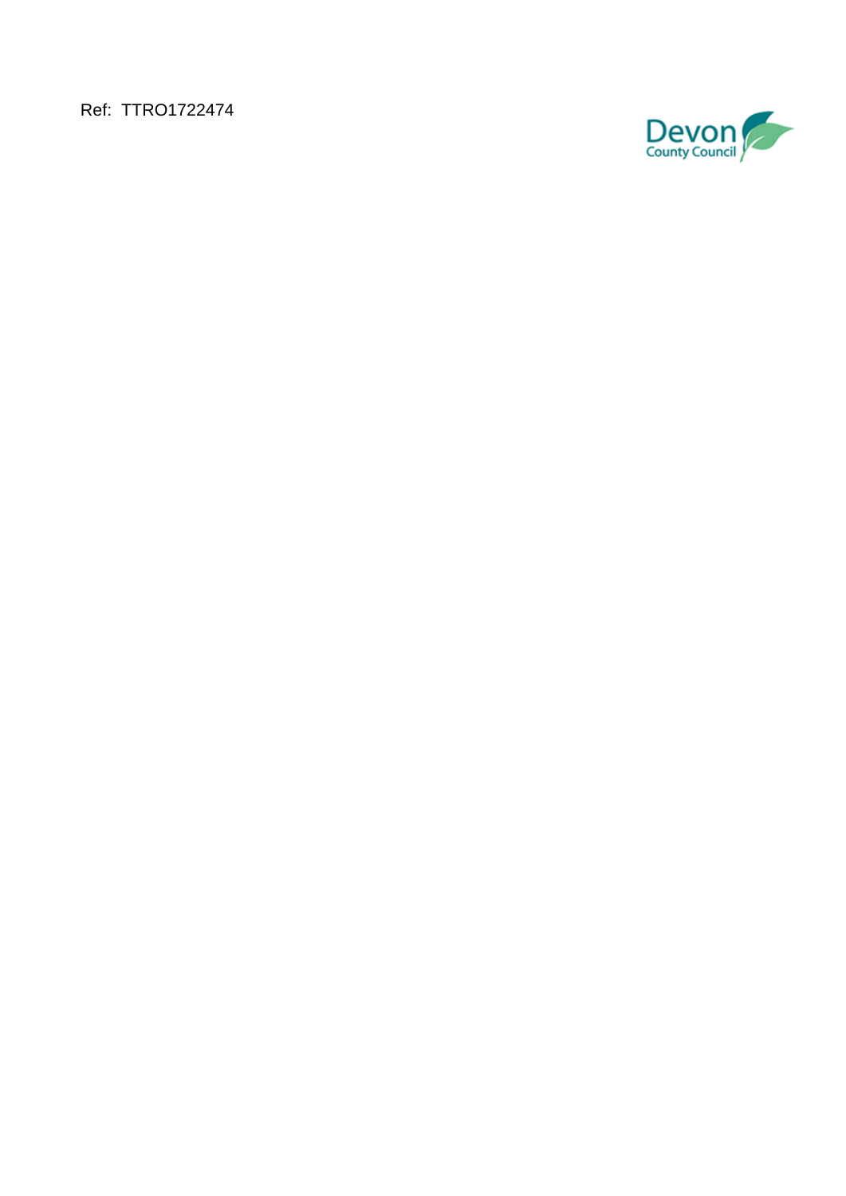Ref: TTRO1722474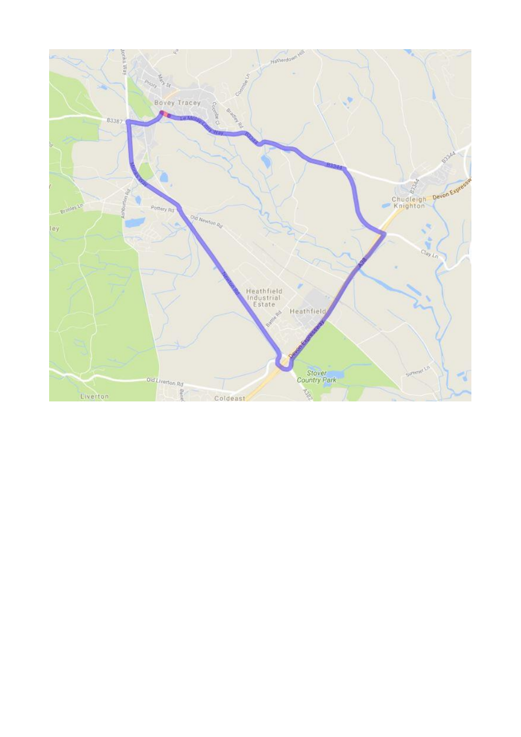Bovey Tracey

Priory

Mary St

Hatherdown Hill

Coombe Ln

Coombe Cl

Bradley Rd

B3387

Le Molay Littry Way

B3344

Mornes Way

Ashburton Rd

Brimley Ln

Pottery Rd

Old Newton Rd

Chudleigh Knighton

Devon Expressway

Clay Ln

A38

Newton Rd

Heathfield Industrial Estate

Heathfield

Battle Rd

Stover Country Park

Summer Ln

Old Liverton Rd

Liverton

Coldeast

A382